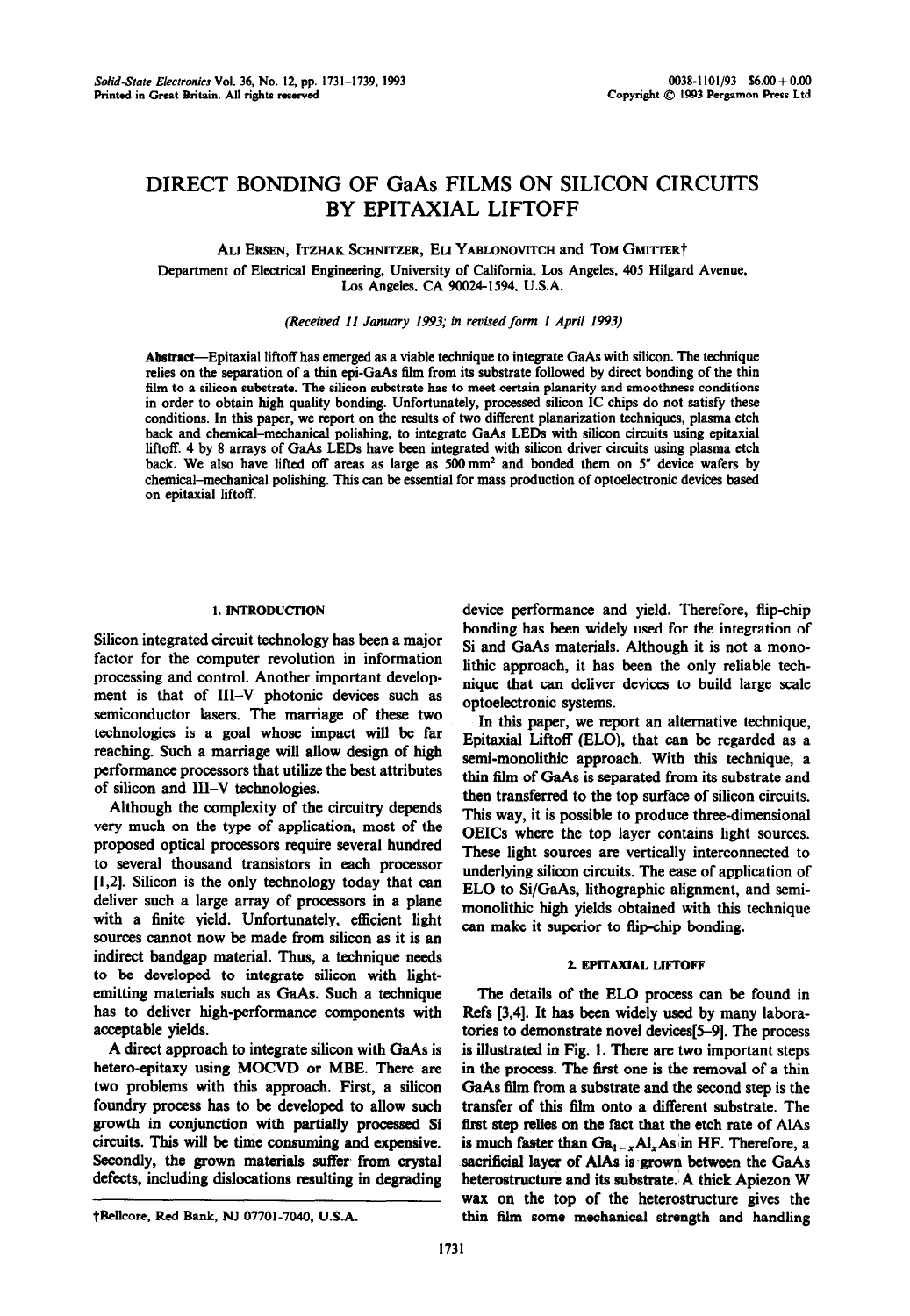# DIRECT BONDING OF GaAs FILMS ON SILICON CIRCUITS BY EPITAXIAL LIFTOFF

ALI ERSEN, ITZHAK SCHNITZER, ELI YABLONOVITCH and TOM GMITTER†

Department of Electrical Engineering, University of California, Los Angeles, 405 Hilgard Avenue, Los Angeles, CA 90024-1594, U.S.A.

*(Received 11 January 1993; in revised form 1 April 1993)*

**Abstract**—Epitaxial liftoff has emerged as a viable technique to integrate GaAs with silicon. The technique relies on the separation of a thin epi-GaAs film from its substrate followed by direct bonding of the thin film to a silicon substrate. The silicon substrate has to meet certain planarity and smoothness conditions in order to obtain high quality bonding. Unfortunately, processed silicon IC chips do not satisfy these conditions. In this paper, we report on the results of two different planarization techniques, plasma etch back and chemical–mechanical polishing, to integrate GaAs LEDs with silicon circuits using epitaxial liftoff. 4 by 8 arrays of GaAs LEDs have been integrated with silicon driver circuits using plasma etch back. We also have lifted off areas as large as 500 mm² and bonded them on 5" device wafers by chemical–mechanical polishing. This can be essential for mass production of optoelectronic devices based on epitaxial liftoff.

## 1. INTRODUCTION

Silicon integrated circuit technology has been a major factor for the computer revolution in information processing and control. Another important development is that of III–V photonic devices such as semiconductor lasers. The marriage of these two technologies is a goal whose impact will be far reaching. Such a marriage will allow design of high performance processors that utilize the best attributes of silicon and III–V technologies.

Although the complexity of the circuitry depends very much on the type of application, most of the proposed optical processors require several hundred to several thousand transistors in each processor [1,2]. Silicon is the only technology today that can deliver such a large array of processors in a plane with a finite yield. Unfortunately, efficient light sources cannot now be made from silicon as it is an indirect bandgap material. Thus, a technique needs to be developed to integrate silicon with light-emitting materials such as GaAs. Such a technique has to deliver high-performance components with acceptable yields.

A direct approach to integrate silicon with GaAs is hetero-epitaxy using MOCVD or MBE. There are two problems with this approach. First, a silicon foundry process has to be developed to allow such growth in conjunction with partially processed Si circuits. This will be time consuming and expensive. Secondly, the grown materials suffer from crystal defects, including dislocations resulting in degrading device performance and yield. Therefore, flip-chip bonding has been widely used for the integration of Si and GaAs materials. Although it is not a monolithic approach, it has been the only reliable technique that can deliver devices to build large scale optoelectronic systems.

In this paper, we report an alternative technique, Epitaxial Liftoff (ELO), that can be regarded as a semi-monolithic approach. With this technique, a thin film of GaAs is separated from its substrate and then transferred to the top surface of silicon circuits. This way, it is possible to produce three-dimensional OEICs where the top layer contains light sources. These light sources are vertically interconnected to underlying silicon circuits. The ease of application of ELO to Si/GaAs, lithographic alignment, and semi-monolithic high yields obtained with this technique can make it superior to flip-chip bonding.

## 2. EPITAXIAL LIFTOFF

The details of the ELO process can be found in Refs [3,4]. It has been widely used by many laboratories to demonstrate novel devices[5–9]. The process is illustrated in Fig. 1. There are two important steps in the process. The first one is the removal of a thin GaAs film from a substrate and the second step is the transfer of this film onto a different substrate. The first step relies on the fact that the etch rate of AlAs is much faster than $Ga_{1-x}Al_xAs$ in HF. Therefore, a sacrificial layer of AlAs is grown between the GaAs heterostructure and its substrate. A thick Apiezon W wax on the top of the heterostructure gives the thin film some mechanical strength and handling

†Bellcore, Red Bank, NJ 07701-7040, U.S.A.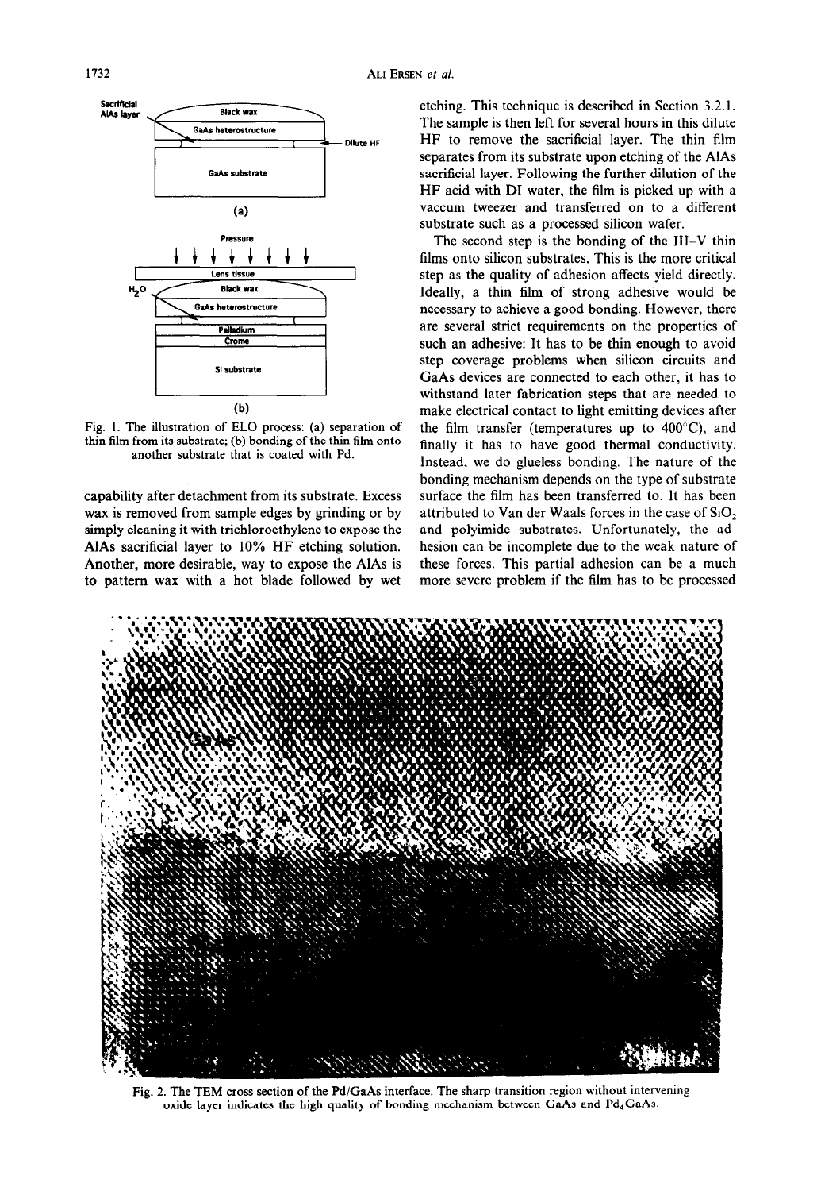Fig. 1. The illustration of ELO process: (a) separation of thin film from its substrate; (b) bonding of the thin film onto another substrate that is coated with Pd.

capability after detachment from its substrate. Excess wax is removed from sample edges by grinding or by simply cleaning it with trichloroethylene to expose the AlAs sacrificial layer to 10% HF etching solution. Another, more desirable, way to expose the AlAs is to pattern wax with a hot blade followed by wet etching. This technique is described in Section 3.2.1. The sample is then left for several hours in this dilute HF to remove the sacrificial layer. The thin film separates from its substrate upon etching of the AlAs sacrificial layer. Following the further dilution of the HF acid with DI water, the film is picked up with a vaccum tweezer and transferred on to a different substrate such as a processed silicon wafer.

The second step is the bonding of the III–V thin films onto silicon substrates. This is the more critical step as the quality of adhesion affects yield directly. Ideally, a thin film of strong adhesive would be necessary to achieve a good bonding. However, there are several strict requirements on the properties of such an adhesive: It has to be thin enough to avoid step coverage problems when silicon circuits and GaAs devices are connected to each other, it has to withstand later fabrication steps that are needed to make electrical contact to light emitting devices after the film transfer (temperatures up to 400°C), and finally it has to have good thermal conductivity. Instead, we do glueless bonding. The nature of the bonding mechanism depends on the type of substrate surface the film has been transferred to. It has been attributed to Van der Waals forces in the case of $SiO_2$ and polyimide substrates. Unfortunately, the adhesion can be incomplete due to the weak nature of these forces. This partial adhesion can be a much more severe problem if the film has to be processed

Fig. 2. The TEM cross section of the Pd/GaAs interface. The sharp transition region without intervening oxide layer indicates the high quality of bonding mechanism between GaAs and $Pd_4GaAs$.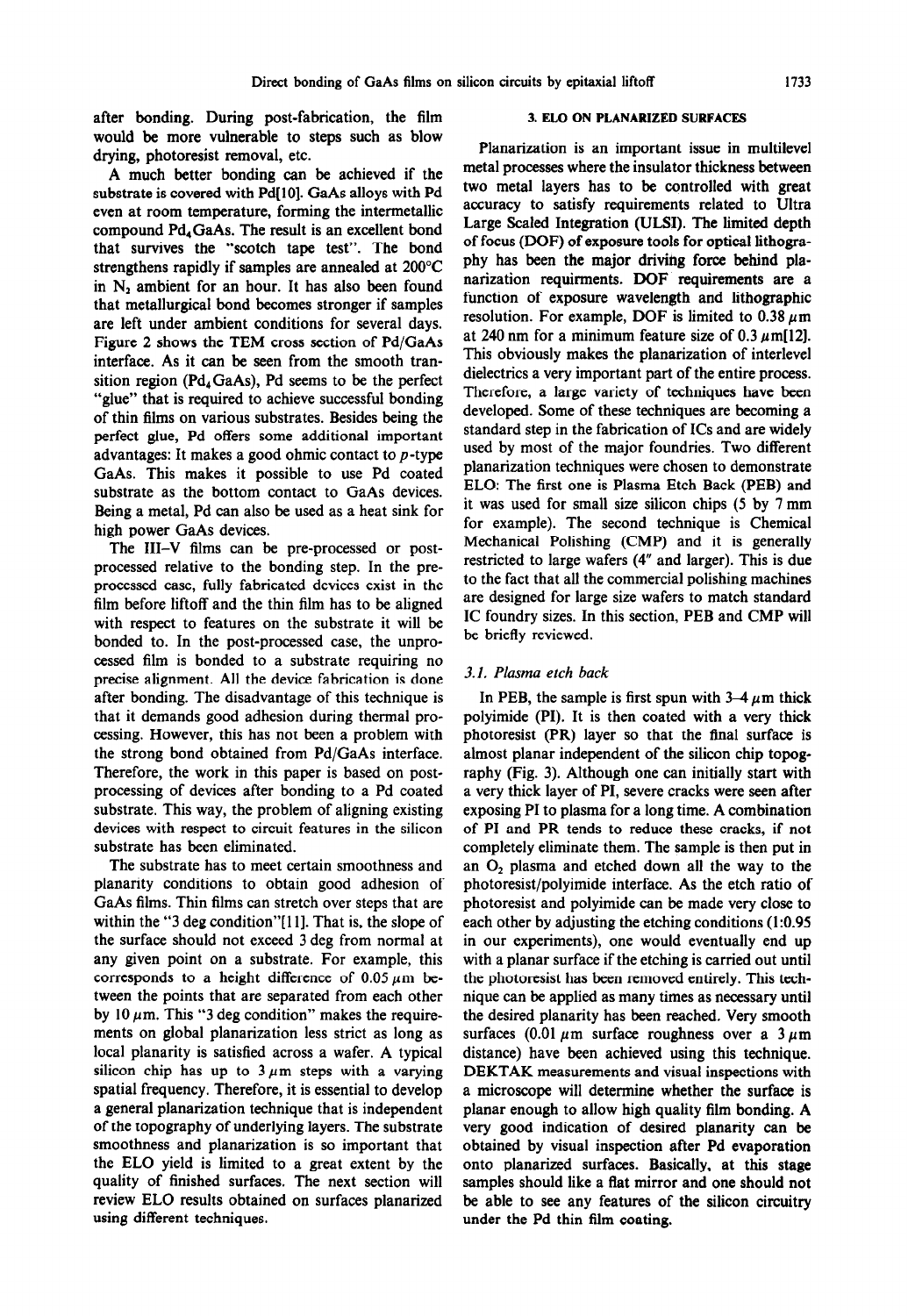after bonding. During post-fabrication, the film would be more vulnerable to steps such as blow drying, photoresist removal, etc.

A much better bonding can be achieved if the substrate is covered with Pd[10]. GaAs alloys with Pd even at room temperature, forming the intermetallic compound $Pd_4GaAs$. The result is an excellent bond that survives the "scotch tape test". The bond strengthens rapidly if samples are annealed at 200°C in $N_2$ ambient for an hour. It has also been found that metallurgical bond becomes stronger if samples are left under ambient conditions for several days. Figure 2 shows the TEM cross section of Pd/GaAs interface. As it can be seen from the smooth transition region ($Pd_4GaAs$), Pd seems to be the perfect "glue" that is required to achieve successful bonding of thin films on various substrates. Besides being the perfect glue, Pd offers some additional important advantages: It makes a good ohmic contact to $p$-type GaAs. This makes it possible to use Pd coated substrate as the bottom contact to GaAs devices. Being a metal, Pd can also be used as a heat sink for high power GaAs devices.

The III–V films can be pre-processed or post-processed relative to the bonding step. In the pre-processed case, fully fabricated devices exist in the film before liftoff and the thin film has to be aligned with respect to features on the substrate it will be bonded to. In the post-processed case, the unprocessed film is bonded to a substrate requiring no precise alignment. All the device fabrication is done after bonding. The disadvantage of this technique is that it demands good adhesion during thermal processing. However, this has not been a problem with the strong bond obtained from Pd/GaAs interface. Therefore, the work in this paper is based on post-processing of devices after bonding to a Pd coated substrate. This way, the problem of aligning existing devices with respect to circuit features in the silicon substrate has been eliminated.

The substrate has to meet certain smoothness and planarity conditions to obtain good adhesion of GaAs films. Thin films can stretch over steps that are within the "3 deg condition"[11]. That is, the slope of the surface should not exceed 3 deg from normal at any given point on a substrate. For example, this corresponds to a height difference of 0.05 $\mu$m between the points that are separated from each other by 10 $\mu$m. This "3 deg condition" makes the requirements on global planarization less strict as long as local planarity is satisfied across a wafer. A typical silicon chip has up to 3 $\mu$m steps with a varying spatial frequency. Therefore, it is essential to develop a general planarization technique that is independent of the topography of underlying layers. The substrate smoothness and planarization is so important that the ELO yield is limited to a great extent by the quality of finished surfaces. The next section will review ELO results obtained on surfaces planarized using different techniques.

## 3. ELO ON PLANARIZED SURFACES

Planarization is an important issue in multilevel metal processes where the insulator thickness between two metal layers has to be controlled with great accuracy to satisfy requirements related to Ultra Large Scaled Integration (ULSI). The limited depth of focus (DOF) of exposure tools for optical lithography has been the major driving force behind planarization requirments. DOF requirements are a function of exposure wavelength and lithographic resolution. For example, DOF is limited to 0.38 $\mu$m at 240 nm for a minimum feature size of 0.3 $\mu$m[12]. This obviously makes the planarization of interlevel dielectrics a very important part of the entire process. Therefore, a large variety of techniques have been developed. Some of these techniques are becoming a standard step in the fabrication of ICs and are widely used by most of the major foundries. Two different planarization techniques were chosen to demonstrate ELO: The first one is Plasma Etch Back (PEB) and it was used for small size silicon chips (5 by 7 mm for example). The second technique is Chemical Mechanical Polishing (CMP) and it is generally restricted to large wafers (4" and larger). This is due to the fact that all the commercial polishing machines are designed for large size wafers to match standard IC foundry sizes. In this section, PEB and CMP will be briefly reviewed.

### *3.1. Plasma etch back*

In PEB, the sample is first spun with 3–4 $\mu$m thick polyimide (PI). It is then coated with a very thick photoresist (PR) layer so that the final surface is almost planar independent of the silicon chip topography (Fig. 3). Although one can initially start with a very thick layer of PI, severe cracks were seen after exposing PI to plasma for a long time. A combination of PI and PR tends to reduce these cracks, if not completely eliminate them. The sample is then put in an $O_2$ plasma and etched down all the way to the photoresist/polyimide interface. As the etch ratio of photoresist and polyimide can be made very close to each other by adjusting the etching conditions (1:0.95 in our experiments), one would eventually end up with a planar surface if the etching is carried out until the photoresist has been removed entirely. This technique can be applied as many times as necessary until the desired planarity has been reached. Very smooth surfaces (0.01 $\mu$m surface roughness over a 3 $\mu$m distance) have been achieved using this technique. DEKTAK measurements and visual inspections with a microscope will determine whether the surface is planar enough to allow high quality film bonding. A very good indication of desired planarity can be obtained by visual inspection after Pd evaporation onto planarized surfaces. Basically, at this stage samples should like a flat mirror and one should not be able to see any features of the silicon circuitry under the Pd thin film coating.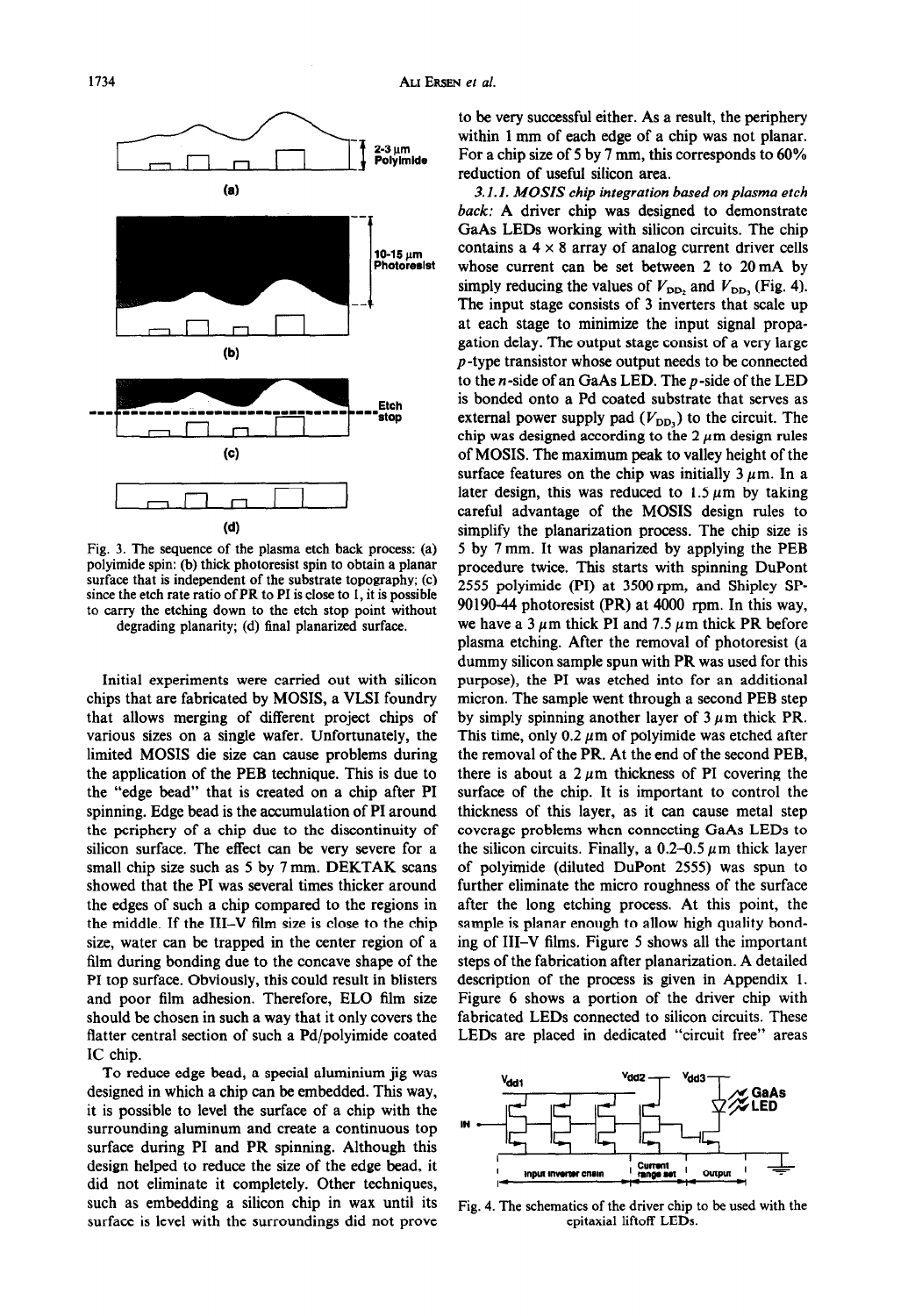Fig. 3. The sequence of the plasma etch back process: (a) polyimide spin: (b) thick photoresist spin to obtain a planar surface that is independent of the substrate topography; (c) since the etch rate ratio of PR to PI is close to 1, it is possible to carry the etching down to the etch stop point without degrading planarity; (d) final planarized surface.

Initial experiments were carried out with silicon chips that are fabricated by MOSIS, a VLSI foundry that allows merging of different project chips of various sizes on a single wafer. Unfortunately, the limited MOSIS die size can cause problems during the application of the PEB technique. This is due to the "edge bead" that is created on a chip after PI spinning. Edge bead is the accumulation of PI around the periphery of a chip due to the discontinuity of silicon surface. The effect can be very severe for a small chip size such as 5 by 7 mm. DEKTAK scans showed that the PI was several times thicker around the edges of such a chip compared to the regions in the middle. If the III–V film size is close to the chip size, water can be trapped in the center region of a film during bonding due to the concave shape of the PI top surface. Obviously, this could result in blisters and poor film adhesion. Therefore, ELO film size should be chosen in such a way that it only covers the flatter central section of such a Pd/polyimide coated IC chip.

To reduce edge bead, a special aluminium jig was designed in which a chip can be embedded. This way, it is possible to level the surface of a chip with the surrounding aluminum and create a continuous top surface during PI and PR spinning. Although this design helped to reduce the size of the edge bead, it did not eliminate it completely. Other techniques, such as embedding a silicon chip in wax until its surface is level with the surroundings did not prove to be very successful either. As a result, the periphery within 1 mm of each edge of a chip was not planar. For a chip size of 5 by 7 mm, this corresponds to 60% reduction of useful silicon area.

*3.1.1. MOSIS chip integration based on plasma etch back:* A driver chip was designed to demonstrate GaAs LEDs working with silicon circuits. The chip contains a 4 × 8 array of analog current driver cells whose current can be set between 2 to 20 mA by simply reducing the values of $V_{DD_2}$ and $V_{DD_3}$ (Fig. 4). The input stage consists of 3 inverters that scale up at each stage to minimize the input signal propagation delay. The output stage consist of a very large $p$-type transistor whose output needs to be connected to the $n$-side of an GaAs LED. The $p$-side of the LED is bonded onto a Pd coated substrate that serves as external power supply pad ($V_{DD_3}$) to the circuit. The chip was designed according to the 2 μm design rules of MOSIS. The maximum peak to valley height of the surface features on the chip was initially 3 μm. In a later design, this was reduced to 1.5 μm by taking careful advantage of the MOSIS design rules to simplify the planarization process. The chip size is 5 by 7 mm. It was planarized by applying the PEB procedure twice. This starts with spinning DuPont 2555 polyimide (PI) at 3500 rpm, and Shipley SP-90190-44 photoresist (PR) at 4000 rpm. In this way, we have a 3 μm thick PI and 7.5 μm thick PR before plasma etching. After the removal of photoresist (a dummy silicon sample spun with PR was used for this purpose), the PI was etched into for an additional micron. The sample went through a second PEB step by simply spinning another layer of 3 μm thick PR. This time, only 0.2 μm of polyimide was etched after the removal of the PR. At the end of the second PEB, there is about a 2 μm thickness of PI covering the surface of the chip. It is important to control the thickness of this layer, as it can cause metal step coverage problems when connecting GaAs LEDs to the silicon circuits. Finally, a 0.2–0.5 μm thick layer of polyimide (diluted DuPont 2555) was spun to further eliminate the micro roughness of the surface after the long etching process. At this point, the sample is planar enough to allow high quality bonding of III–V films. Figure 5 shows all the important steps of the fabrication after planarization. A detailed description of the process is given in Appendix 1. Figure 6 shows a portion of the driver chip with fabricated LEDs connected to silicon circuits. These LEDs are placed in dedicated "circuit free" areas

Fig. 4. The schematics of the driver chip to be used with the epitaxial liftoff LEDs.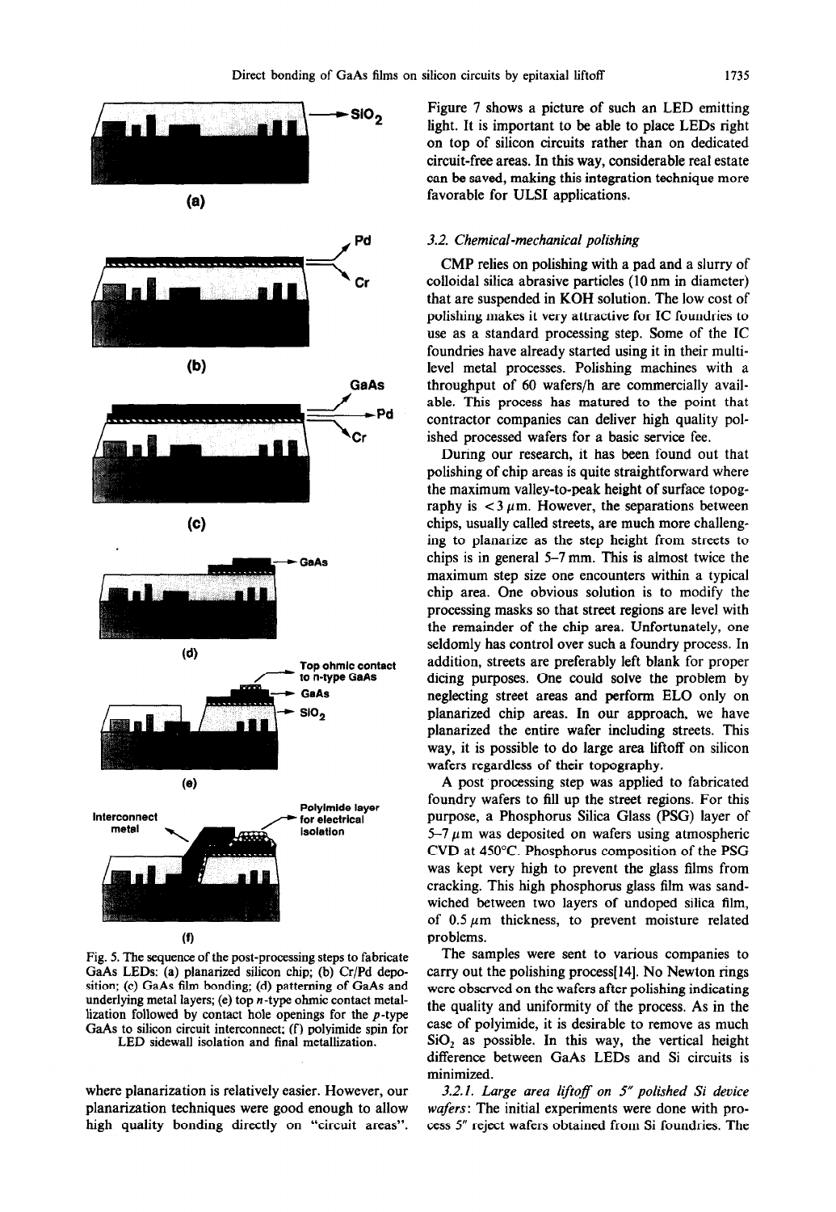Fig. 5. The sequence of the post-processing steps to fabricate GaAs LEDs: (a) planarized silicon chip; (b) Cr/Pd deposition; (c) GaAs film bonding; (d) patterning of GaAs and underlying metal layers; (e) top $n$-type ohmic contact metallization followed by contact hole openings for the $p$-type GaAs to silicon circuit interconnect; (f) polyimide spin for LED sidewall isolation and final metallization.

where planarization is relatively easier. However, our planarization techniques were good enough to allow high quality bonding directly on "circuit areas". Figure 7 shows a picture of such an LED emitting light. It is important to be able to place LEDs right on top of silicon circuits rather than on dedicated circuit-free areas. In this way, considerable real estate can be saved, making this integration technique more favorable for ULSI applications.

### 3.2. Chemical-mechanical polishing

CMP relies on polishing with a pad and a slurry of colloidal silica abrasive particles (10 nm in diameter) that are suspended in KOH solution. The low cost of polishing makes it very attractive for IC foundries to use as a standard processing step. Some of the IC foundries have already started using it in their multilevel metal processes. Polishing machines with a throughput of 60 wafers/h are commercially available. This process has matured to the point that contractor companies can deliver high quality polished processed wafers for a basic service fee.

During our research, it has been found out that polishing of chip areas is quite straightforward where the maximum valley-to-peak height of surface topography is $< 3\ \mu m$. However, the separations between chips, usually called streets, are much more challenging to planarize as the step height from streets to chips is in general 5–7 mm. This is almost twice the maximum step size one encounters within a typical chip area. One obvious solution is to modify the processing masks so that street regions are level with the remainder of the chip area. Unfortunately, one seldomly has control over such a foundry process. In addition, streets are preferably left blank for proper dicing purposes. One could solve the problem by neglecting street areas and perform ELO only on planarized chip areas. In our approach, we have planarized the entire wafer including streets. This way, it is possible to do large area liftoff on silicon wafers regardless of their topography.

A post processing step was applied to fabricated foundry wafers to fill up the street regions. For this purpose, a Phosphorus Silica Glass (PSG) layer of 5–7 $\mu m$ was deposited on wafers using atmospheric CVD at 450°C. Phosphorus composition of the PSG was kept very high to prevent the glass films from cracking. This high phosphorus glass film was sandwiched between two layers of undoped silica film, of 0.5 $\mu m$ thickness, to prevent moisture related problems.

The samples were sent to various companies to carry out the polishing process[14]. No Newton rings were observed on the wafers after polishing indicating the quality and uniformity of the process. As in the case of polyimide, it is desirable to remove as much $SiO_2$ as possible. In this way, the vertical height difference between GaAs LEDs and Si circuits is minimized.

*3.2.1. Large area liftoff on 5″ polished Si device wafers*: The initial experiments were done with process 5″ reject wafers obtained from Si foundries. The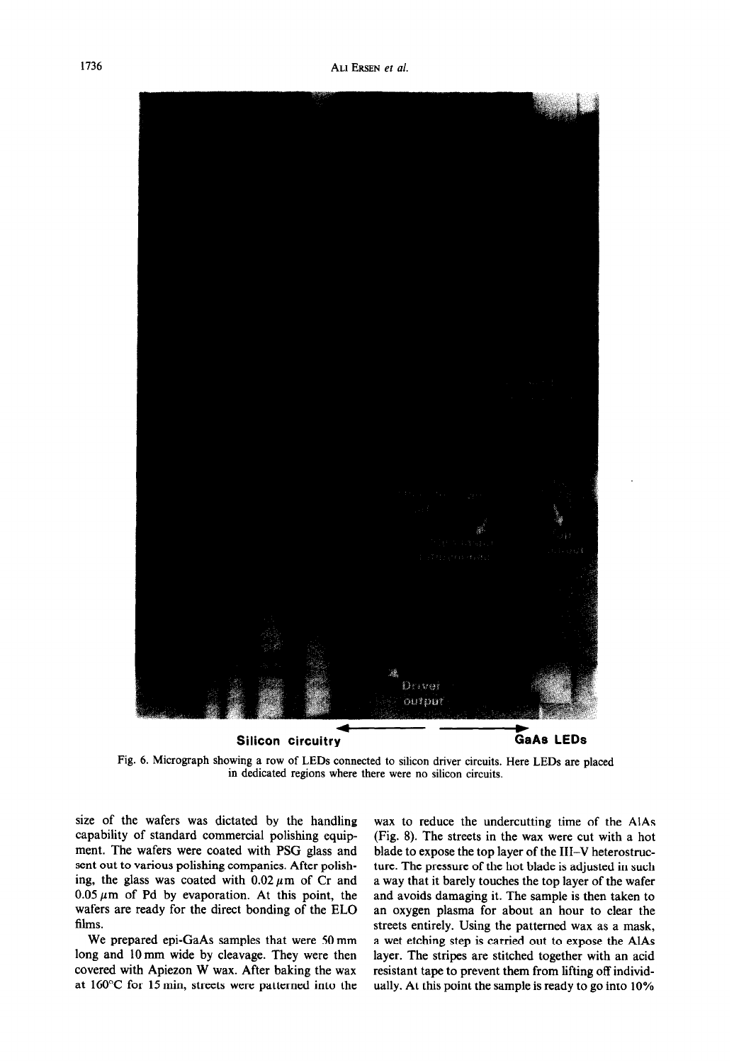Fig. 6. Micrograph showing a row of LEDs connected to silicon driver circuits. Here LEDs are placed in dedicated regions where there were no silicon circuits.

size of the wafers was dictated by the handling capability of standard commercial polishing equipment. The wafers were coated with PSG glass and sent out to various polishing companies. After polishing, the glass was coated with $0.02\,\mu$m of Cr and $0.05\,\mu$m of Pd by evaporation. At this point, the wafers are ready for the direct bonding of the ELO films.

We prepared epi-GaAs samples that were 50 mm long and 10 mm wide by cleavage. They were then covered with Apiezon W wax. After baking the wax at 160°C for 15 min, streets were patterned into the wax to reduce the undercutting time of the AlAs (Fig. 8). The streets in the wax were cut with a hot blade to expose the top layer of the III–V heterostructure. The pressure of the hot blade is adjusted in such a way that it barely touches the top layer of the wafer and avoids damaging it. The sample is then taken to an oxygen plasma for about an hour to clear the streets entirely. Using the patterned wax as a mask, a wet etching step is carried out to expose the AlAs layer. The stripes are stitched together with an acid resistant tape to prevent them from lifting off individually. At this point the sample is ready to go into 10%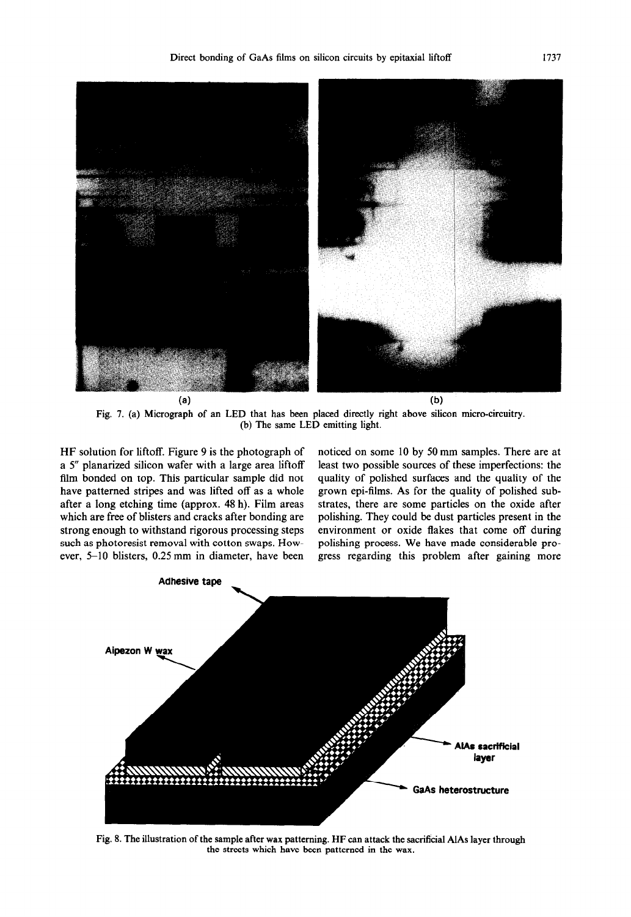(a) (b)

Fig. 7. (a) Micrograph of an LED that has been placed directly right above silicon micro-circuitry. (b) The same LED emitting light.

HF solution for liftoff. Figure 9 is the photograph of a 5″ planarized silicon wafer with a large area liftoff film bonded on top. This particular sample did not have patterned stripes and was lifted off as a whole after a long etching time (approx. 48 h). Film areas which are free of blisters and cracks after bonding are strong enough to withstand rigorous processing steps such as photoresist removal with cotton swaps. However, 5–10 blisters, 0.25 mm in diameter, have been noticed on some 10 by 50 mm samples. There are at least two possible sources of these imperfections: the quality of polished surfaces and the quality of the grown epi-films. As for the quality of polished substrates, there are some particles on the oxide after polishing. They could be dust particles present in the environment or oxide flakes that come off during polishing process. We have made considerable progress regarding this problem after gaining more

Adhesive tape

Apiezon W wax

AlAs sacrificial layer

GaAs heterostructure

Fig. 8. The illustration of the sample after wax patterning. HF can attack the sacrificial AlAs layer through the streets which have been patterned in the wax.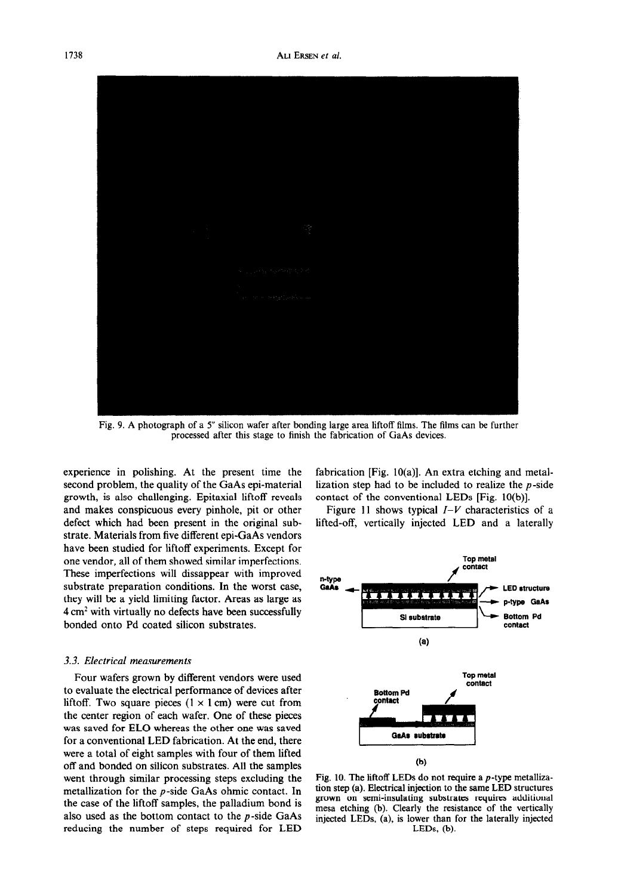Fig. 9. A photograph of a 5" silicon wafer after bonding large area liftoff films. The films can be further processed after this stage to finish the fabrication of GaAs devices.

experience in polishing. At the present time the second problem, the quality of the GaAs epi-material growth, is also challenging. Epitaxial liftoff reveals and makes conspicuous every pinhole, pit or other defect which had been present in the original substrate. Materials from five different epi-GaAs vendors have been studied for liftoff experiments. Except for one vendor, all of them showed similar imperfections. These imperfections will dissappear with improved substrate preparation conditions. In the worst case, they will be a yield limiting factor. Areas as large as 4 $cm^2$ with virtually no defects have been successfully bonded onto Pd coated silicon substrates.

### 3.3. Electrical measurements

Four wafers grown by different vendors were used to evaluate the electrical performance of devices after liftoff. Two square pieces (1 × 1 cm) were cut from the center region of each wafer. One of these pieces was saved for ELO whereas the other one was saved for a conventional LED fabrication. At the end, there were a total of eight samples with four of them lifted off and bonded on silicon substrates. All the samples went through similar processing steps excluding the metallization for the $p$-side GaAs ohmic contact. In the case of the liftoff samples, the palladium bond is also used as the bottom contact to the $p$-side GaAs reducing the number of steps required for LED fabrication [Fig. 10(a)]. An extra etching and metallization step had to be included to realize the $p$-side contact of the conventional LEDs [Fig. 10(b)].

Figure 11 shows typical $I$–$V$ characteristics of a lifted-off, vertically injected LED and a laterally

Top metal contact

n-type GaAs

LED structure

p-type GaAs

Si substrate

Bottom Pd contact

(a)

Top metal contact

Bottom Pd contact

GaAs substrate

(b)

Fig. 10. The liftoff LEDs do not require a $p$-type metallization step (a). Electrical injection to the same LED structures grown on semi-insulating substrates requires additional mesa etching (b). Clearly the resistance of the vertically injected LEDs, (a), is lower than for the laterally injected LEDs, (b).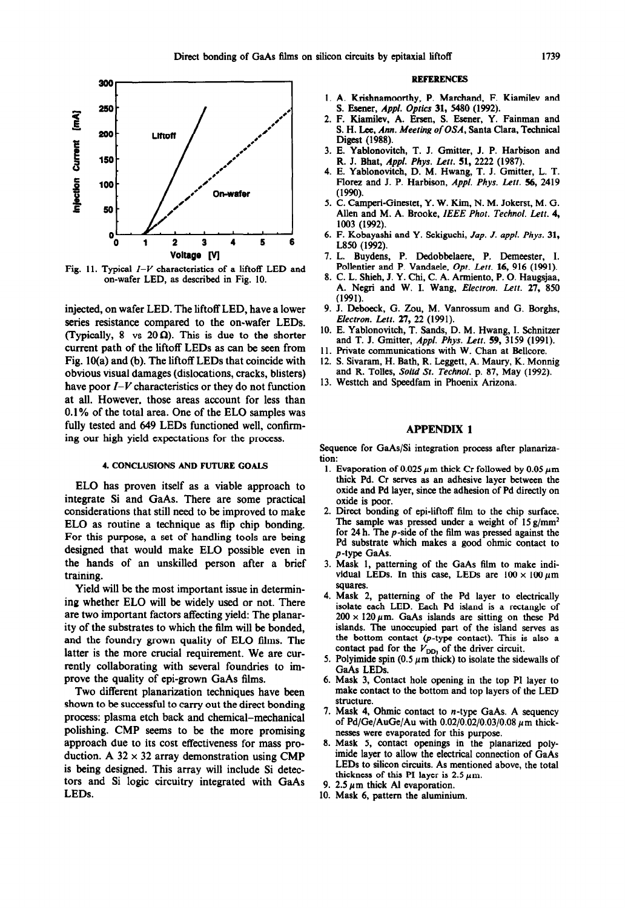300

250

200

150

100

50

0

Injection Current [mA]

0 1 2 3 4 5 6

Voltage [V]

Liftoff

On-wafer

Fig. 11. Typical $I$–$V$ characteristics of a liftoff LED and on-wafer LED, as described in Fig. 10.

injected, on wafer LED. The liftoff LED, have a lower series resistance compared to the on-wafer LEDs. (Typically, 8 vs 20 Ω). This is due to the shorter current path of the liftoff LEDs as can be seen from Fig. 10(a) and (b). The liftoff LEDs that coincide with obvious visual damages (dislocations, cracks, blisters) have poor $I$–$V$ characteristics or they do not function at all. However, those areas account for less than 0.1% of the total area. One of the ELO samples was fully tested and 649 LEDs functioned well, confirming our high yield expectations for the process.

#### 4. CONCLUSIONS AND FUTURE GOALS

ELO has proven itself as a viable approach to integrate Si and GaAs. There are some practical considerations that still need to be improved to make ELO as routine a technique as flip chip bonding. For this purpose, a set of handling tools are being designed that would make ELO possible even in the hands of an unskilled person after a brief training.

Yield will be the most important issue in determining whether ELO will be widely used or not. There are two important factors affecting yield: The planarity of the substrates to which the film will be bonded, and the foundry grown quality of ELO films. The latter is the more crucial requirement. We are currently collaborating with several foundries to improve the quality of epi-grown GaAs films.

Two different planarization techniques have been shown to be successful to carry out the direct bonding process: plasma etch back and chemical–mechanical polishing. CMP seems to be the more promising approach due to its cost effectiveness for mass production. A 32 × 32 array demonstration using CMP is being designed. This array will include Si detectors and Si logic circuitry integrated with GaAs LEDs.

#### REFERENCES

1. A. Krishnamoorthy, P. Marchand, F. Kiamilev and S. Esener, *Appl. Optics* **31**, 5480 (1992).
2. F. Kiamilev, A. Ersen, S. Esener, Y. Fainman and S. H. Lee, *Ann. Meeting of OSA*, Santa Clara, Technical Digest (1988).
3. E. Yablonovitch, T. J. Gmitter, J. P. Harbison and R. J. Bhat, *Appl. Phys. Lett.* **51**, 2222 (1987).
4. E. Yablonovitch, D. M. Hwang, T. J. Gmitter, L. T. Florez and J. P. Harbison, *Appl. Phys. Lett.* **56**, 2419 (1990).
5. C. Camperi-Ginestet, Y. W. Kim, N. M. Jokerst, M. G. Allen and M. A. Brooke, *IEEE Phot. Technol. Lett.* **4**, 1003 (1992).
6. F. Kobayashi and Y. Sekiguchi, *Jap. J. appl. Phys.* **31**, L850 (1992).
7. L. Buydens, P. Dedobbelaere, P. Demeester, I. Pollentier and P. Vandaele, *Opt. Lett.* **16**, 916 (1991).
8. C. L. Shieh, J. Y. Chi, C. A. Armiento, P. O. Haugsjaa, A. Negri and W. I. Wang, *Electron. Lett.* **27**, 850 (1991).
9. J. Deboeck, G. Zou, M. Vanrossum and G. Borghs, *Electron. Lett.* **27**, 22 (1991).
10. E. Yablonovitch, T. Sands, D. M. Hwang, I. Schnitzer and T. J. Gmitter, *Appl. Phys. Lett.* **59**, 3159 (1991).
11. Private communications with W. Chan at Bellcore.
12. S. Sivaram, H. Bath, R. Leggett, A. Maury, K. Monnig and R. Tolles, *Solid St. Technol.* p. 87, May (1992).
13. Westtch and Speedfam in Phoenix Arizona.

## APPENDIX 1

Sequence for GaAs/Si integration process after planarization:

1. Evaporation of 0.025 μm thick Cr followed by 0.05 μm thick Pd. Cr serves as an adhesive layer between the oxide and Pd layer, since the adhesion of Pd directly on oxide is poor.
2. Direct bonding of epi-liftoff film to the chip surface. The sample was pressed under a weight of 15 g/mm² for 24 h. The $p$-side of the film was pressed against the Pd substrate which makes a good ohmic contact to $p$-type GaAs.
3. Mask 1, patterning of the GaAs film to make individual LEDs. In this case, LEDs are 100 × 100 μm squares.
4. Mask 2, patterning of the Pd layer to electrically isolate each LED. Each Pd island is a rectangle of 200 × 120 μm. GaAs islands are sitting on these Pd islands. The unoccupied part of the island serves as the bottom contact ($p$-type contact). This is also a contact pad for the $V_{DD_1}$ of the driver circuit.
5. Polyimide spin (0.5 μm thick) to isolate the sidewalls of GaAs LEDs.
6. Mask 3, Contact hole opening in the top PI layer to make contact to the bottom and top layers of the LED structure.
7. Mask 4, Ohmic contact to $n$-type GaAs. A sequency of Pd/Ge/AuGe/Au with 0.02/0.02/0.03/0.08 μm thicknesses were evaporated for this purpose.
8. Mask 5, contact openings in the planarized polyimide layer to allow the electrical connection of GaAs LEDs to silicon circuits. As mentioned above, the total thickness of this PI layer is 2.5 μm.
9. 2.5 μm thick Al evaporation.
10. Mask 6, pattern the aluminium.